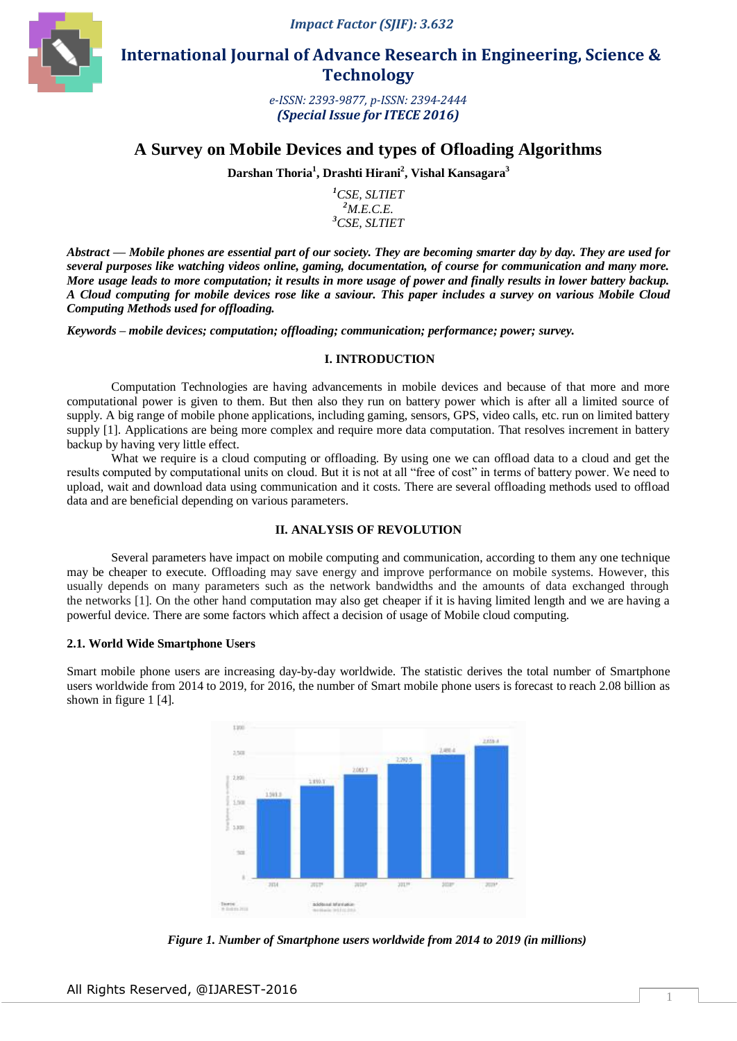# A Survey on Mobile Devices and types of Ofloading Algorithms

**Darshan Thoria[1], Drashti Hirani[2], Vishal Kansagara[3]**

[1]*CSE, SLTIET*
[2]*M.E.C.E.*
[3]*CSE, SLTIET*

***Abstract — Mobile phones are essential part of our society. They are becoming smarter day by day. They are used for several purposes like watching videos online, gaming, documentation, of course for communication and many more. More usage leads to more computation; it results in more usage of power and finally results in lower battery backup. A Cloud computing for mobile devices rose like a saviour. This paper includes a survey on various Mobile Cloud Computing Methods used for offloading.***

***Keywords – mobile devices; computation; offloading; communication; performance; power; survey.***

## I. INTRODUCTION

Computation Technologies are having advancements in mobile devices and because of that more and more computational power is given to them. But then also they run on battery power which is after all a limited source of supply. A big range of mobile phone applications, including gaming, sensors, GPS, video calls, etc. run on limited battery supply [1]. Applications are being more complex and require more data computation. That resolves increment in battery backup by having very little effect.

What we require is a cloud computing or offloading. By using one we can offload data to a cloud and get the results computed by computational units on cloud. But it is not at all "free of cost" in terms of battery power. We need to upload, wait and download data using communication and it costs. There are several offloading methods used to offload data and are beneficial depending on various parameters.

## II. ANALYSIS OF REVOLUTION

Several parameters have impact on mobile computing and communication, according to them any one technique may be cheaper to execute. Offloading may save energy and improve performance on mobile systems. However, this usually depends on many parameters such as the network bandwidths and the amounts of data exchanged through the networks [1]. On the other hand computation may also get cheaper if it is having limited length and we are having a powerful device. There are some factors which affect a decision of usage of Mobile cloud computing.

### 2.1. World Wide Smartphone Users

Smart mobile phone users are increasing day-by-day worldwide. The statistic derives the total number of Smartphone users worldwide from 2014 to 2019, for 2016, the number of Smart mobile phone users is forecast to reach 2.08 billion as shown in figure 1 [4].

*Figure 1. Number of Smartphone users worldwide from 2014 to 2019 (in millions)*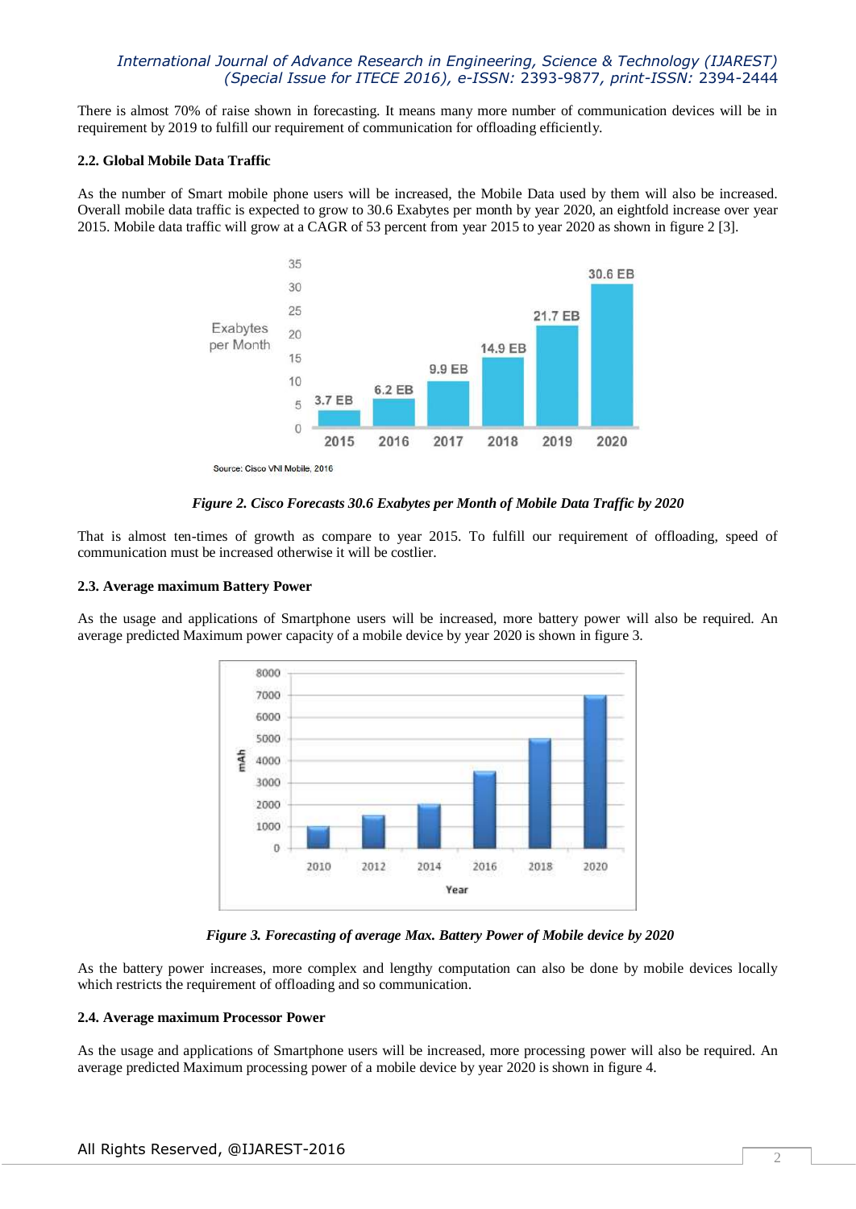There is almost 70% of raise shown in forecasting. It means many more number of communication devices will be in requirement by 2019 to fulfill our requirement of communication for offloading efficiently.

### 2.2. Global Mobile Data Traffic

As the number of Smart mobile phone users will be increased, the Mobile Data used by them will also be increased. Overall mobile data traffic is expected to grow to 30.6 Exabytes per month by year 2020, an eightfold increase over year 2015. Mobile data traffic will grow at a CAGR of 53 percent from year 2015 to year 2020 as shown in figure 2 [3].

***Figure 2. Cisco Forecasts 30.6 Exabytes per Month of Mobile Data Traffic by 2020***

That is almost ten-times of growth as compare to year 2015. To fulfill our requirement of offloading, speed of communication must be increased otherwise it will be costlier.

### 2.3. Average maximum Battery Power

As the usage and applications of Smartphone users will be increased, more battery power will also be required. An average predicted Maximum power capacity of a mobile device by year 2020 is shown in figure 3.

***Figure 3. Forecasting of average Max. Battery Power of Mobile device by 2020***

As the battery power increases, more complex and lengthy computation can also be done by mobile devices locally which restricts the requirement of offloading and so communication.

### 2.4. Average maximum Processor Power

As the usage and applications of Smartphone users will be increased, more processing power will also be required. An average predicted Maximum processing power of a mobile device by year 2020 is shown in figure 4.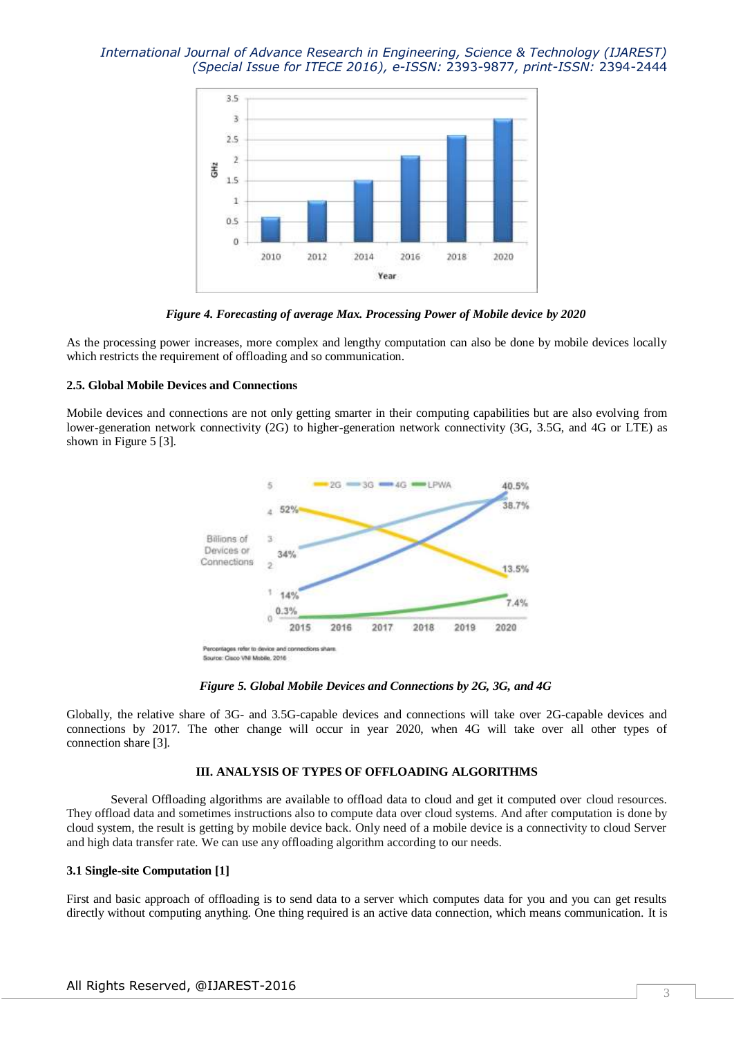*Figure 4. Forecasting of average Max. Processing Power of Mobile device by 2020*

As the processing power increases, more complex and lengthy computation can also be done by mobile devices locally which restricts the requirement of offloading and so communication.

### 2.5. Global Mobile Devices and Connections

Mobile devices and connections are not only getting smarter in their computing capabilities but are also evolving from lower-generation network connectivity (2G) to higher-generation network connectivity (3G, 3.5G, and 4G or LTE) as shown in Figure 5 [3].

*Figure 5. Global Mobile Devices and Connections by 2G, 3G, and 4G*

Globally, the relative share of 3G- and 3.5G-capable devices and connections will take over 2G-capable devices and connections by 2017. The other change will occur in year 2020, when 4G will take over all other types of connection share [3].

## III. ANALYSIS OF TYPES OF OFFLOADING ALGORITHMS

Several Offloading algorithms are available to offload data to cloud and get it computed over cloud resources. They offload data and sometimes instructions also to compute data over cloud systems. And after computation is done by cloud system, the result is getting by mobile device back. Only need of a mobile device is a connectivity to cloud Server and high data transfer rate. We can use any offloading algorithm according to our needs.

### 3.1 Single-site Computation [1]

First and basic approach of offloading is to send data to a server which computes data for you and you can get results directly without computing anything. One thing required is an active data connection, which means communication. It is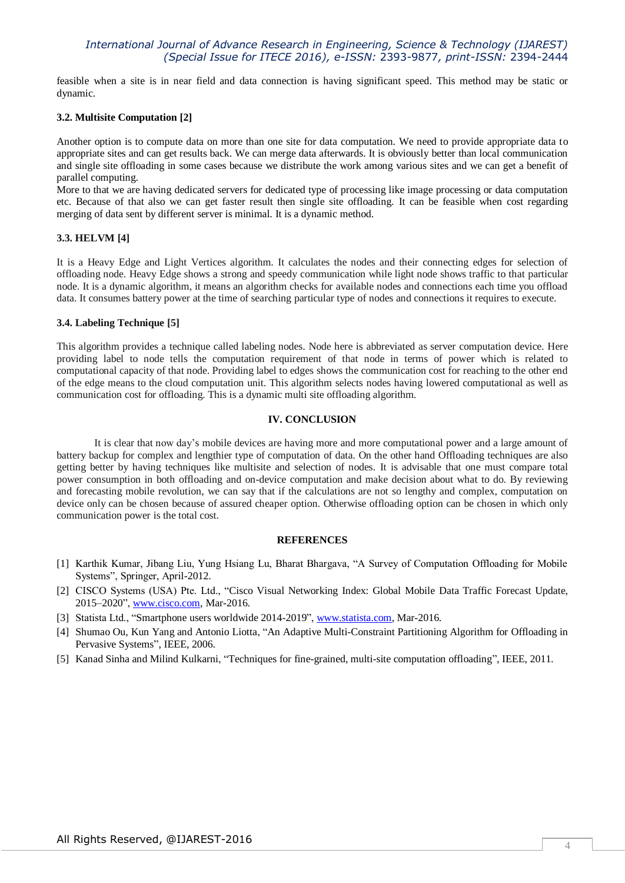feasible when a site is in near field and data connection is having significant speed. This method may be static or dynamic.

### 3.2. Multisite Computation [2]

Another option is to compute data on more than one site for data computation. We need to provide appropriate data to appropriate sites and can get results back. We can merge data afterwards. It is obviously better than local communication and single site offloading in some cases because we distribute the work among various sites and we can get a benefit of parallel computing.

More to that we are having dedicated servers for dedicated type of processing like image processing or data computation etc. Because of that also we can get faster result then single site offloading. It can be feasible when cost regarding merging of data sent by different server is minimal. It is a dynamic method.

### 3.3. HELVM [4]

It is a Heavy Edge and Light Vertices algorithm. It calculates the nodes and their connecting edges for selection of offloading node. Heavy Edge shows a strong and speedy communication while light node shows traffic to that particular node. It is a dynamic algorithm, it means an algorithm checks for available nodes and connections each time you offload data. It consumes battery power at the time of searching particular type of nodes and connections it requires to execute.

### 3.4. Labeling Technique [5]

This algorithm provides a technique called labeling nodes. Node here is abbreviated as server computation device. Here providing label to node tells the computation requirement of that node in terms of power which is related to computational capacity of that node. Providing label to edges shows the communication cost for reaching to the other end of the edge means to the cloud computation unit. This algorithm selects nodes having lowered computational as well as communication cost for offloading. This is a dynamic multi site offloading algorithm.

## IV. CONCLUSION

It is clear that now day's mobile devices are having more and more computational power and a large amount of battery backup for complex and lengthier type of computation of data. On the other hand Offloading techniques are also getting better by having techniques like multisite and selection of nodes. It is advisable that one must compare total power consumption in both offloading and on-device computation and make decision about what to do. By reviewing and forecasting mobile revolution, we can say that if the calculations are not so lengthy and complex, computation on device only can be chosen because of assured cheaper option. Otherwise offloading option can be chosen in which only communication power is the total cost.

## REFERENCES

[1] Karthik Kumar, Jibang Liu, Yung Hsiang Lu, Bharat Bhargava, "A Survey of Computation Offloading for Mobile Systems", Springer, April-2012.

[2] CISCO Systems (USA) Pte. Ltd., "Cisco Visual Networking Index: Global Mobile Data Traffic Forecast Update, 2015–2020", www.cisco.com, Mar-2016.

[3] Statista Ltd., "Smartphone users worldwide 2014-2019", www.statista.com, Mar-2016.

[4] Shumao Ou, Kun Yang and Antonio Liotta, "An Adaptive Multi-Constraint Partitioning Algorithm for Offloading in Pervasive Systems", IEEE, 2006.

[5] Kanad Sinha and Milind Kulkarni, "Techniques for fine-grained, multi-site computation offloading", IEEE, 2011.